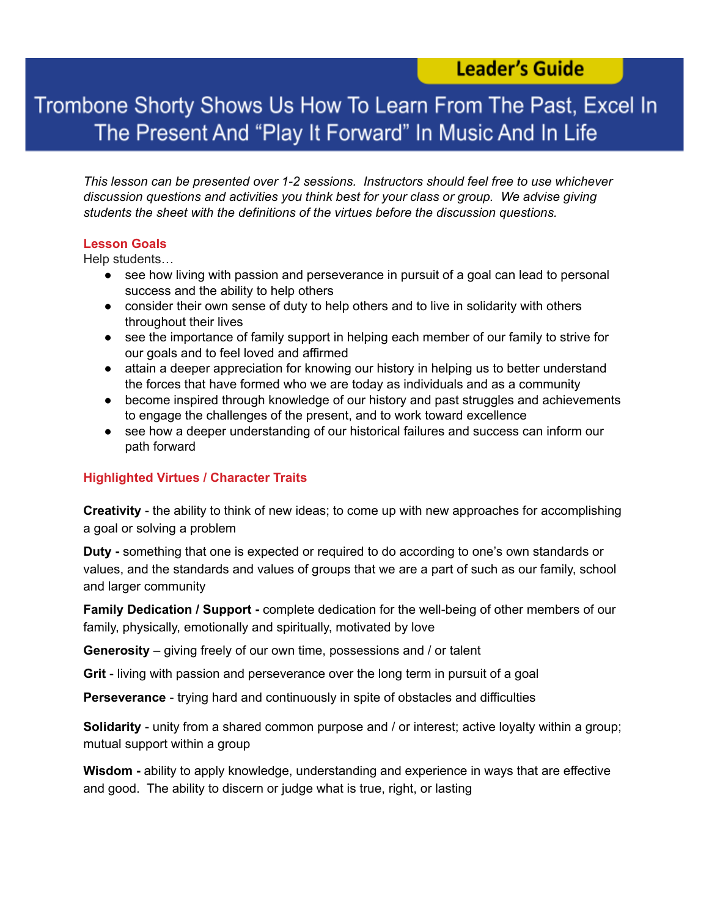Leader's Guide

# Trombone Shorty Shows Us How To Learn From The Past, Excel In The Present And "Play It Forward" In Music And In Life

*This lesson can be presented over 1-2 sessions. Instructors should feel free to use whichever discussion questions and activities you think best for your class or group. We advise giving students the sheet with the definitions of the virtues before the discussion questions.*

## Lesson Goals

Help students…

- see how living with passion and perseverance in pursuit of a goal can lead to personal success and the ability to help others
- consider their own sense of duty to help others and to live in solidarity with others throughout their lives
- see the importance of family support in helping each member of our family to strive for our goals and to feel loved and affirmed
- attain a deeper appreciation for knowing our history in helping us to better understand the forces that have formed who we are today as individuals and as a community
- become inspired through knowledge of our history and past struggles and achievements to engage the challenges of the present, and to work toward excellence
- see how a deeper understanding of our historical failures and success can inform our path forward

## Highlighted Virtues / Character Traits

**Creativity** - the ability to think of new ideas; to come up with new approaches for accomplishing a goal or solving a problem

**Duty -** something that one is expected or required to do according to one's own standards or values, and the standards and values of groups that we are a part of such as our family, school and larger community

**Family Dedication / Support -** complete dedication for the well-being of other members of our family, physically, emotionally and spiritually, motivated by love

**Generosity** – giving freely of our own time, possessions and / or talent

**Grit** - living with passion and perseverance over the long term in pursuit of a goal

**Perseverance** - trying hard and continuously in spite of obstacles and difficulties

**Solidarity** - unity from a shared common purpose and / or interest; active loyalty within a group; mutual support within a group

**Wisdom -** ability to apply knowledge, understanding and experience in ways that are effective and good. The ability to discern or judge what is true, right, or lasting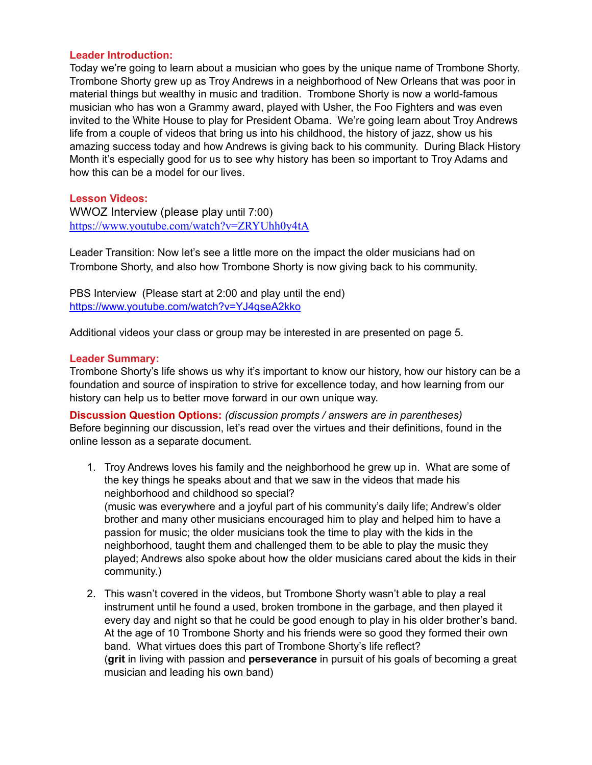**Leader Introduction:**
Today we're going to learn about a musician who goes by the unique name of Trombone Shorty. Trombone Shorty grew up as Troy Andrews in a neighborhood of New Orleans that was poor in material things but wealthy in music and tradition. Trombone Shorty is now a world-famous musician who has won a Grammy award, played with Usher, the Foo Fighters and was even invited to the White House to play for President Obama. We're going learn about Troy Andrews life from a couple of videos that bring us into his childhood, the history of jazz, show us his amazing success today and how Andrews is giving back to his community. During Black History Month it's especially good for us to see why history has been so important to Troy Adams and how this can be a model for our lives.

**Lesson Videos:**
WWOZ Interview (please play until 7:00)
https://www.youtube.com/watch?v=ZRYUhh0y4tA

Leader Transition: Now let's see a little more on the impact the older musicians had on Trombone Shorty, and also how Trombone Shorty is now giving back to his community.

PBS Interview (Please start at 2:00 and play until the end)
https://www.youtube.com/watch?v=YJ4qseA2kko

Additional videos your class or group may be interested in are presented on page 5.

**Leader Summary:**
Trombone Shorty's life shows us why it's important to know our history, how our history can be a foundation and source of inspiration to strive for excellence today, and how learning from our history can help us to better move forward in our own unique way.

**Discussion Question Options:** *(discussion prompts / answers are in parentheses)*
Before beginning our discussion, let's read over the virtues and their definitions, found in the online lesson as a separate document.

1. Troy Andrews loves his family and the neighborhood he grew up in. What are some of the key things he speaks about and that we saw in the videos that made his neighborhood and childhood so special?
(music was everywhere and a joyful part of his community's daily life; Andrew's older brother and many other musicians encouraged him to play and helped him to have a passion for music; the older musicians took the time to play with the kids in the neighborhood, taught them and challenged them to be able to play the music they played; Andrews also spoke about how the older musicians cared about the kids in their community.)

2. This wasn't covered in the videos, but Trombone Shorty wasn't able to play a real instrument until he found a used, broken trombone in the garbage, and then played it every day and night so that he could be good enough to play in his older brother's band. At the age of 10 Trombone Shorty and his friends were so good they formed their own band. What virtues does this part of Trombone Shorty's life reflect?
(**grit** in living with passion and **perseverance** in pursuit of his goals of becoming a great musician and leading his own band)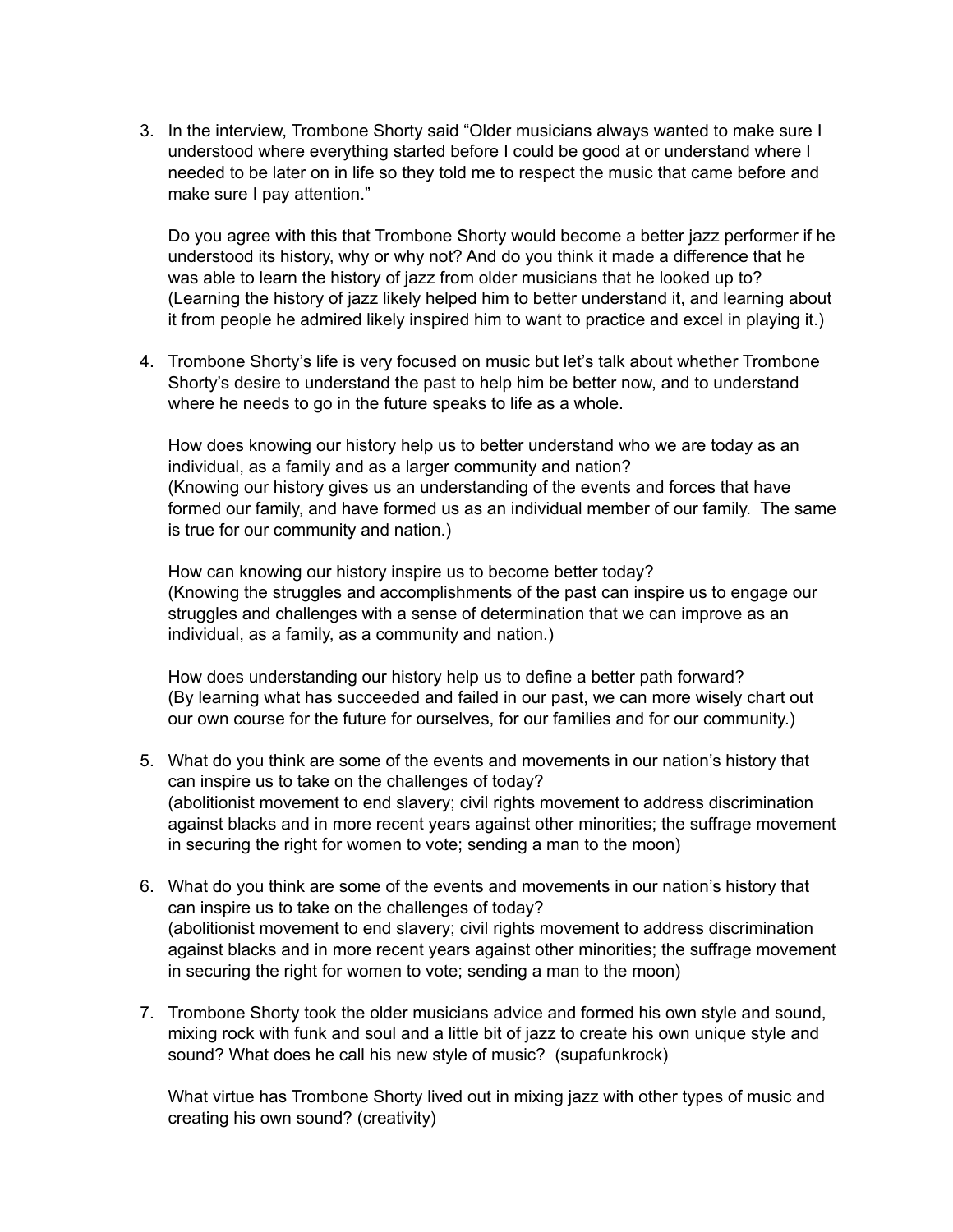3. In the interview, Trombone Shorty said "Older musicians always wanted to make sure I understood where everything started before I could be good at or understand where I needed to be later on in life so they told me to respect the music that came before and make sure I pay attention."

   Do you agree with this that Trombone Shorty would become a better jazz performer if he understood its history, why or why not? And do you think it made a difference that he was able to learn the history of jazz from older musicians that he looked up to? (Learning the history of jazz likely helped him to better understand it, and learning about it from people he admired likely inspired him to want to practice and excel in playing it.)

4. Trombone Shorty's life is very focused on music but let's talk about whether Trombone Shorty's desire to understand the past to help him be better now, and to understand where he needs to go in the future speaks to life as a whole.

   How does knowing our history help us to better understand who we are today as an individual, as a family and as a larger community and nation?
   (Knowing our history gives us an understanding of the events and forces that have formed our family, and have formed us as an individual member of our family. The same is true for our community and nation.)

   How can knowing our history inspire us to become better today?
   (Knowing the struggles and accomplishments of the past can inspire us to engage our struggles and challenges with a sense of determination that we can improve as an individual, as a family, as a community and nation.)

   How does understanding our history help us to define a better path forward?
   (By learning what has succeeded and failed in our past, we can more wisely chart out our own course for the future for ourselves, for our families and for our community.)

5. What do you think are some of the events and movements in our nation's history that can inspire us to take on the challenges of today?
   (abolitionist movement to end slavery; civil rights movement to address discrimination against blacks and in more recent years against other minorities; the suffrage movement in securing the right for women to vote; sending a man to the moon)

6. What do you think are some of the events and movements in our nation's history that can inspire us to take on the challenges of today?
   (abolitionist movement to end slavery; civil rights movement to address discrimination against blacks and in more recent years against other minorities; the suffrage movement in securing the right for women to vote; sending a man to the moon)

7. Trombone Shorty took the older musicians advice and formed his own style and sound, mixing rock with funk and soul and a little bit of jazz to create his own unique style and sound? What does he call his new style of music? (supafunkrock)

   What virtue has Trombone Shorty lived out in mixing jazz with other types of music and creating his own sound? (creativity)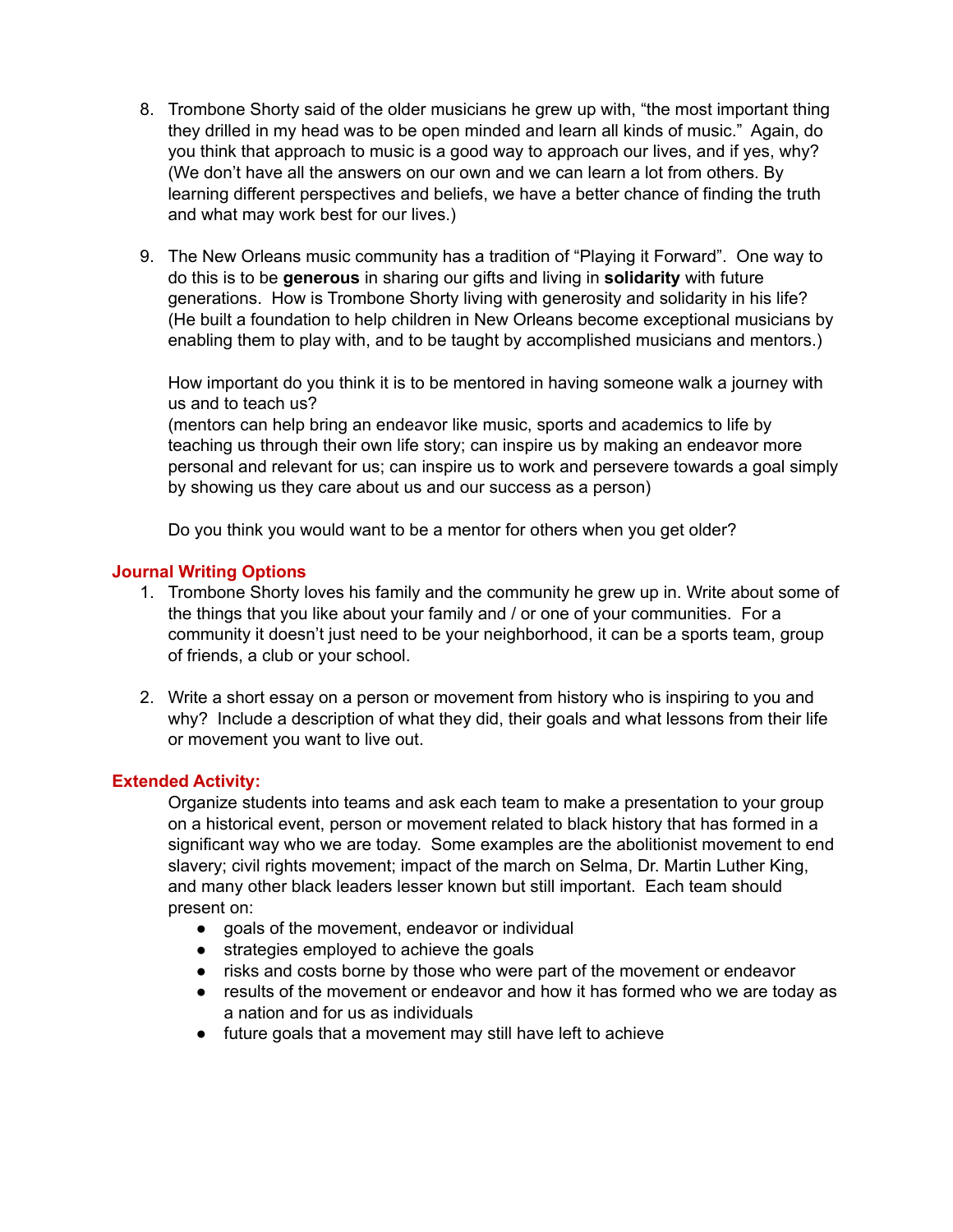8. Trombone Shorty said of the older musicians he grew up with, “the most important thing they drilled in my head was to be open minded and learn all kinds of music.” Again, do you think that approach to music is a good way to approach our lives, and if yes, why? (We don’t have all the answers on our own and we can learn a lot from others. By learning different perspectives and beliefs, we have a better chance of finding the truth and what may work best for our lives.)

9. The New Orleans music community has a tradition of “Playing it Forward”. One way to do this is to be **generous** in sharing our gifts and living in **solidarity** with future generations. How is Trombone Shorty living with generosity and solidarity in his life? (He built a foundation to help children in New Orleans become exceptional musicians by enabling them to play with, and to be taught by accomplished musicians and mentors.)

   How important do you think it is to be mentored in having someone walk a journey with us and to teach us?
   (mentors can help bring an endeavor like music, sports and academics to life by teaching us through their own life story; can inspire us by making an endeavor more personal and relevant for us; can inspire us to work and persevere towards a goal simply by showing us they care about us and our success as a person)

   Do you think you would want to be a mentor for others when you get older?

## Journal Writing Options

1. Trombone Shorty loves his family and the community he grew up in. Write about some of the things that you like about your family and / or one of your communities. For a community it doesn’t just need to be your neighborhood, it can be a sports team, group of friends, a club or your school.

2. Write a short essay on a person or movement from history who is inspiring to you and why? Include a description of what they did, their goals and what lessons from their life or movement you want to live out.

## Extended Activity:

Organize students into teams and ask each team to make a presentation to your group on a historical event, person or movement related to black history that has formed in a significant way who we are today. Some examples are the abolitionist movement to end slavery; civil rights movement; impact of the march on Selma, Dr. Martin Luther King, and many other black leaders lesser known but still important. Each team should present on:

- goals of the movement, endeavor or individual
- strategies employed to achieve the goals
- risks and costs borne by those who were part of the movement or endeavor
- results of the movement or endeavor and how it has formed who we are today as a nation and for us as individuals
- future goals that a movement may still have left to achieve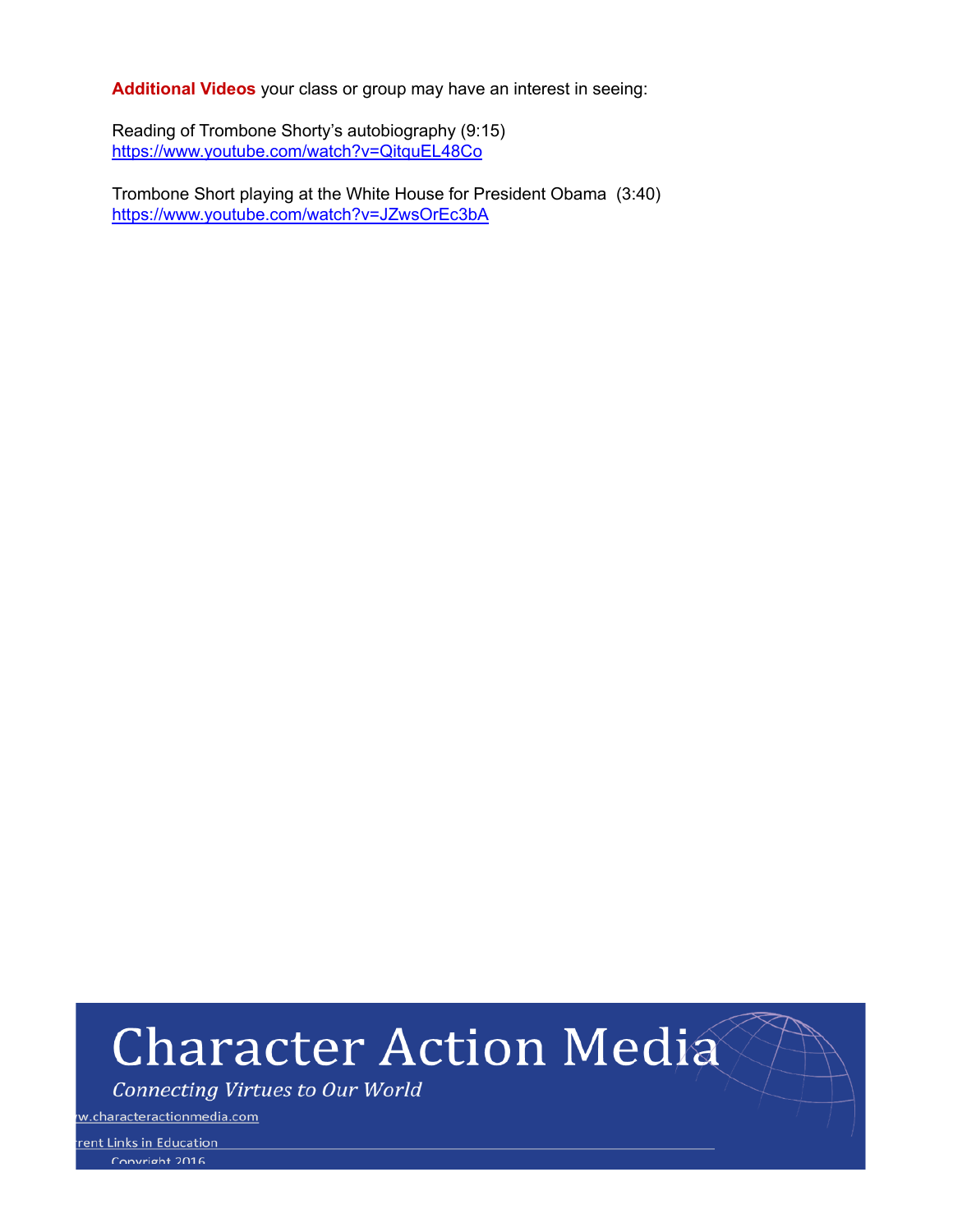**Additional Videos** your class or group may have an interest in seeing:

Reading of Trombone Shorty's autobiography (9:15)
https://www.youtube.com/watch?v=QitquEL48Co

Trombone Short playing at the White House for President Obama (3:40)
https://www.youtube.com/watch?v=JZwsOrEc3bA

Character Action Media

*Connecting Virtues to Our World*

w.characteractionmedia.com

rent Links in Education

Copyright 2016